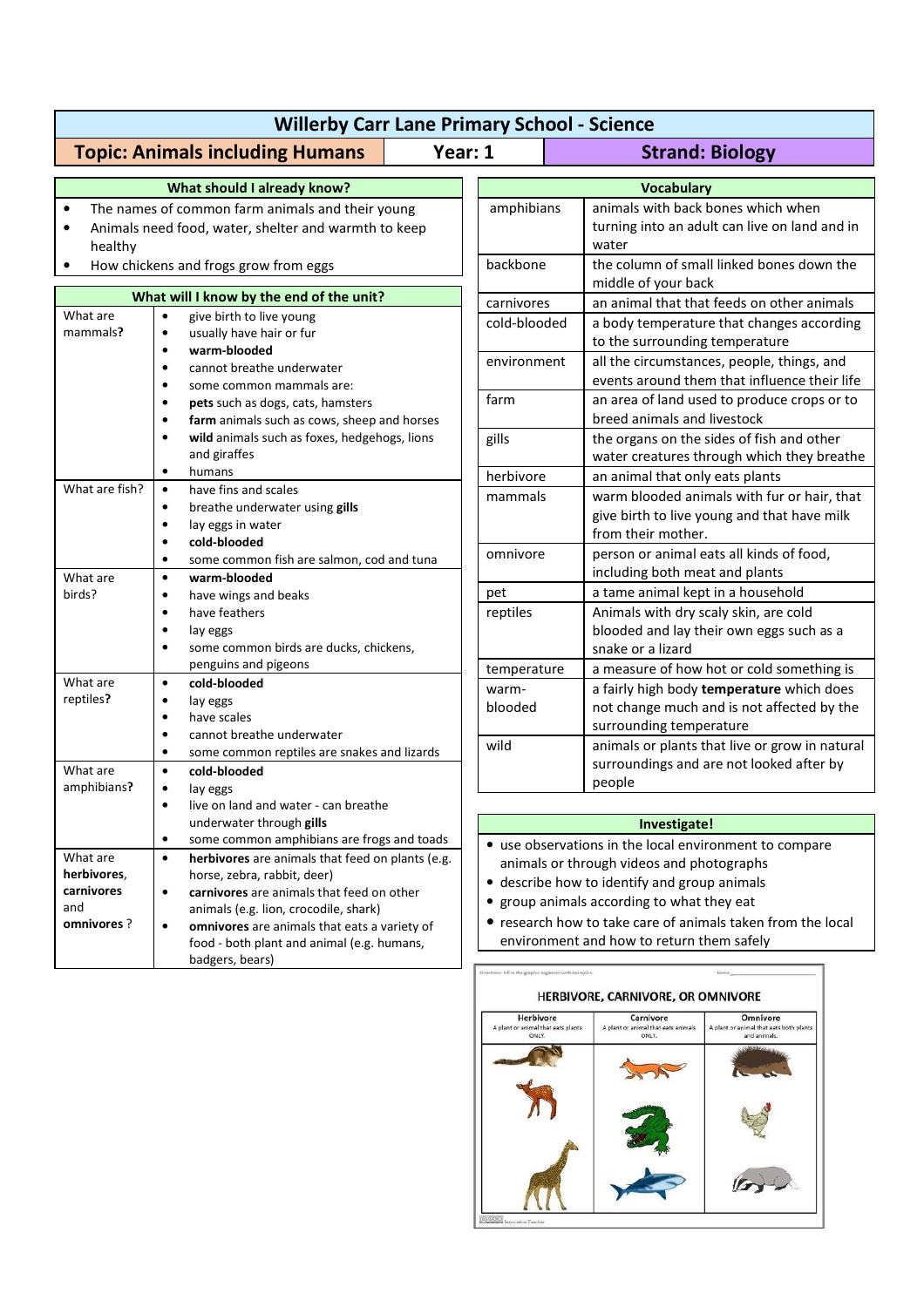# Willerby Carr Lane Primary School - Science

| Topic: Animals including Humans | Year: 1 | Strand: Biology |
|---|---|---|

## What should I already know?

- The names of common farm animals and their young
- Animals need food, water, shelter and warmth to keep healthy
- How chickens and frogs grow from eggs

## What will I know by the end of the unit?

| | |
|---|---|
| What are mammals? | • give birth to live young<br>• usually have hair or fur<br>• **warm-blooded**<br>• cannot breathe underwater<br>• some common mammals are:<br>• **pets** such as dogs, cats, hamsters<br>• **farm** animals such as cows, sheep and horses<br>• **wild** animals such as foxes, hedgehogs, lions and giraffes<br>• humans |
| What are fish? | • have fins and scales<br>• breathe underwater using **gills**<br>• lay eggs in water<br>• **cold-blooded**<br>• some common fish are salmon, cod and tuna |
| What are birds? | • **warm-blooded**<br>• have wings and beaks<br>• have feathers<br>• lay eggs<br>• some common birds are ducks, chickens, penguins and pigeons |
| What are reptiles? | • **cold-blooded**<br>• lay eggs<br>• have scales<br>• cannot breathe underwater<br>• some common reptiles are snakes and lizards |
| What are amphibians? | • **cold-blooded**<br>• lay eggs<br>• live on land and water - can breathe underwater through **gills**<br>• some common amphibians are frogs and toads |
| What are **herbivores**, **carnivores** and **omnivores** ? | • **herbivores** are animals that feed on plants (e.g. horse, zebra, rabbit, deer)<br>• **carnivores** are animals that feed on other animals (e.g. lion, crocodile, shark)<br>• **omnivores** are animals that eats a variety of food - both plant and animal (e.g. humans, badgers, bears) |

## Vocabulary

| | |
|---|---|
| amphibians | animals with back bones which when turning into an adult can live on land and in water |
| backbone | the column of small linked bones down the middle of your back |
| carnivores | an animal that that feeds on other animals |
| cold-blooded | a body temperature that changes according to the surrounding temperature |
| environment | all the circumstances, people, things, and events around them that influence their life |
| farm | an area of land used to produce crops or to breed animals and livestock |
| gills | the organs on the sides of fish and other water creatures through which they breathe |
| herbivore | an animal that only eats plants |
| mammals | warm blooded animals with fur or hair, that give birth to live young and that have milk from their mother. |
| omnivore | person or animal eats all kinds of food, including both meat and plants |
| pet | a tame animal kept in a household |
| reptiles | Animals with dry scaly skin, are cold blooded and lay their own eggs such as a snake or a lizard |
| temperature | a measure of how hot or cold something is |
| warm-blooded | a fairly high body **temperature** which does not change much and is not affected by the surrounding temperature |
| wild | animals or plants that live or grow in natural surroundings and are not looked after by people |

## Investigate!

- use observations in the local environment to compare animals or through videos and photographs
- describe how to identify and group animals
- group animals according to what they eat
- research how to take care of animals taken from the local environment and how to return them safely

HERBIVORE, CARNIVORE, OR OMNIVORE

| Herbivore<br>A plant or animal that eats plants ONLY. | Carnivore<br>A plant or animal that eats animals ONLY. | Omnivore<br>A plant or animal that eats both plants and animals. |
|---|---|---|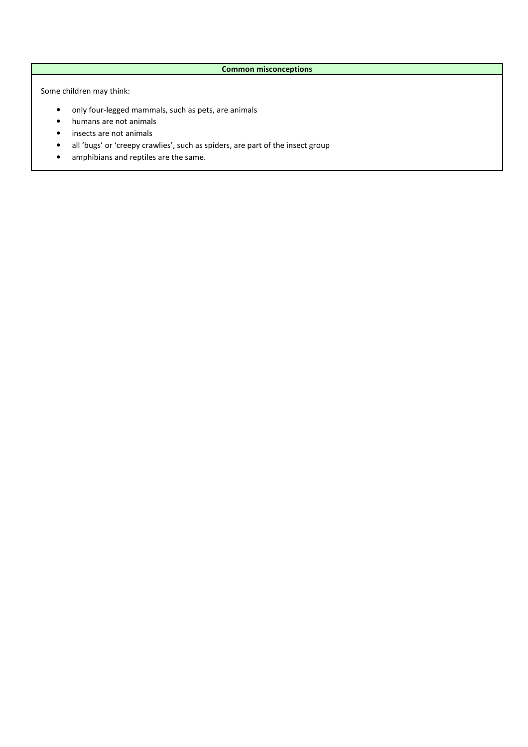**Common misconceptions**

Some children may think:

- only four-legged mammals, such as pets, are animals
- humans are not animals
- insects are not animals
- all 'bugs' or 'creepy crawlies', such as spiders, are part of the insect group
- amphibians and reptiles are the same.